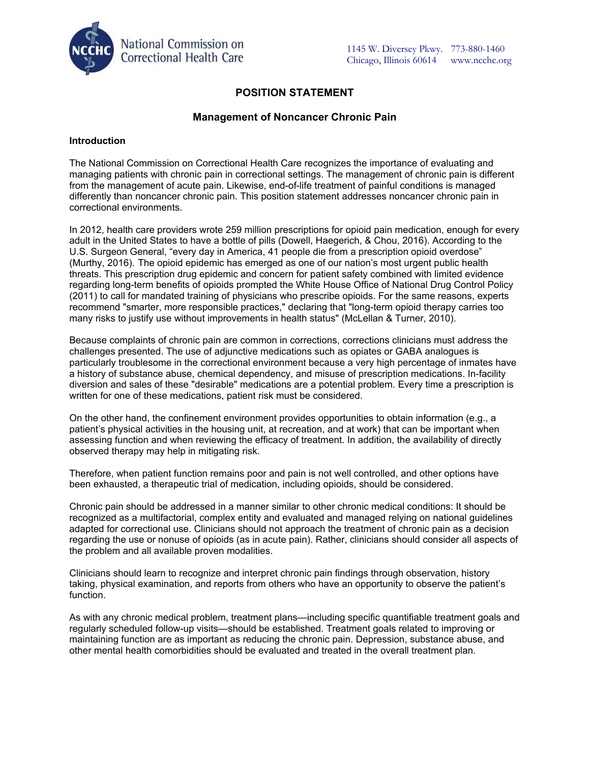National Commission on Correctional Health Care

1145 W. Diversey Pkwy. Chicago, Illinois 60614 | 773-880-1460 www.ncchc.org

# POSITION STATEMENT

## Management of Noncancer Chronic Pain

### Introduction

The National Commission on Correctional Health Care recognizes the importance of evaluating and managing patients with chronic pain in correctional settings. The management of chronic pain is different from the management of acute pain. Likewise, end-of-life treatment of painful conditions is managed differently than noncancer chronic pain. This position statement addresses noncancer chronic pain in correctional environments.

In 2012, health care providers wrote 259 million prescriptions for opioid pain medication, enough for every adult in the United States to have a bottle of pills (Dowell, Haegerich, & Chou, 2016). According to the U.S. Surgeon General, "every day in America, 41 people die from a prescription opioid overdose" (Murthy, 2016). The opioid epidemic has emerged as one of our nation's most urgent public health threats. This prescription drug epidemic and concern for patient safety combined with limited evidence regarding long-term benefits of opioids prompted the White House Office of National Drug Control Policy (2011) to call for mandated training of physicians who prescribe opioids. For the same reasons, experts recommend "smarter, more responsible practices," declaring that "long-term opioid therapy carries too many risks to justify use without improvements in health status" (McLellan & Turner, 2010).

Because complaints of chronic pain are common in corrections, corrections clinicians must address the challenges presented. The use of adjunctive medications such as opiates or GABA analogues is particularly troublesome in the correctional environment because a very high percentage of inmates have a history of substance abuse, chemical dependency, and misuse of prescription medications. In-facility diversion and sales of these "desirable" medications are a potential problem. Every time a prescription is written for one of these medications, patient risk must be considered.

On the other hand, the confinement environment provides opportunities to obtain information (e.g., a patient's physical activities in the housing unit, at recreation, and at work) that can be important when assessing function and when reviewing the efficacy of treatment. In addition, the availability of directly observed therapy may help in mitigating risk.

Therefore, when patient function remains poor and pain is not well controlled, and other options have been exhausted, a therapeutic trial of medication, including opioids, should be considered.

Chronic pain should be addressed in a manner similar to other chronic medical conditions: It should be recognized as a multifactorial, complex entity and evaluated and managed relying on national guidelines adapted for correctional use. Clinicians should not approach the treatment of chronic pain as a decision regarding the use or nonuse of opioids (as in acute pain). Rather, clinicians should consider all aspects of the problem and all available proven modalities.

Clinicians should learn to recognize and interpret chronic pain findings through observation, history taking, physical examination, and reports from others who have an opportunity to observe the patient's function.

As with any chronic medical problem, treatment plans—including specific quantifiable treatment goals and regularly scheduled follow-up visits—should be established. Treatment goals related to improving or maintaining function are as important as reducing the chronic pain. Depression, substance abuse, and other mental health comorbidities should be evaluated and treated in the overall treatment plan.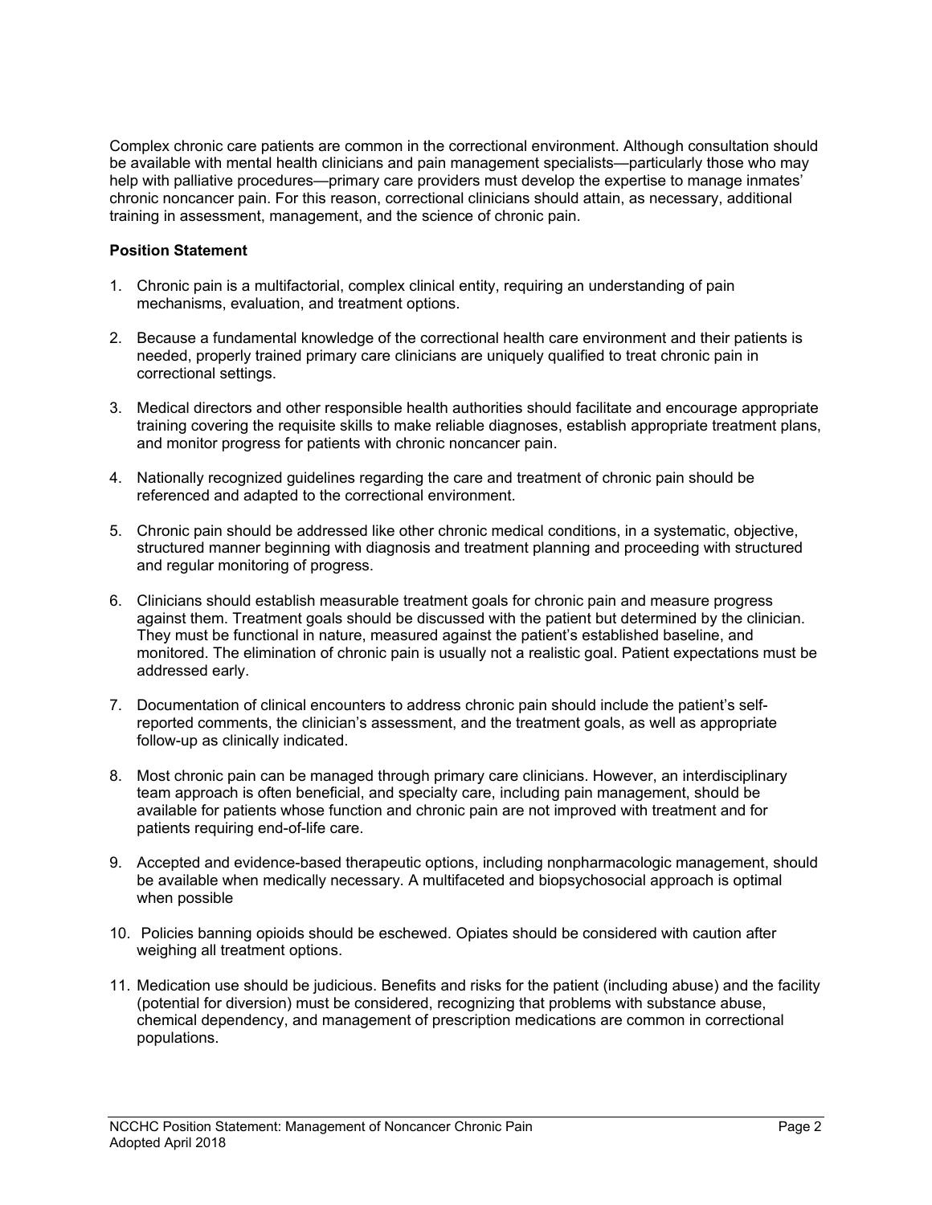Complex chronic care patients are common in the correctional environment. Although consultation should be available with mental health clinicians and pain management specialists—particularly those who may help with palliative procedures—primary care providers must develop the expertise to manage inmates' chronic noncancer pain. For this reason, correctional clinicians should attain, as necessary, additional training in assessment, management, and the science of chronic pain.

**Position Statement**

1. Chronic pain is a multifactorial, complex clinical entity, requiring an understanding of pain mechanisms, evaluation, and treatment options.

2. Because a fundamental knowledge of the correctional health care environment and their patients is needed, properly trained primary care clinicians are uniquely qualified to treat chronic pain in correctional settings.

3. Medical directors and other responsible health authorities should facilitate and encourage appropriate training covering the requisite skills to make reliable diagnoses, establish appropriate treatment plans, and monitor progress for patients with chronic noncancer pain.

4. Nationally recognized guidelines regarding the care and treatment of chronic pain should be referenced and adapted to the correctional environment.

5. Chronic pain should be addressed like other chronic medical conditions, in a systematic, objective, structured manner beginning with diagnosis and treatment planning and proceeding with structured and regular monitoring of progress.

6. Clinicians should establish measurable treatment goals for chronic pain and measure progress against them. Treatment goals should be discussed with the patient but determined by the clinician. They must be functional in nature, measured against the patient's established baseline, and monitored. The elimination of chronic pain is usually not a realistic goal. Patient expectations must be addressed early.

7. Documentation of clinical encounters to address chronic pain should include the patient's self-reported comments, the clinician's assessment, and the treatment goals, as well as appropriate follow-up as clinically indicated.

8. Most chronic pain can be managed through primary care clinicians. However, an interdisciplinary team approach is often beneficial, and specialty care, including pain management, should be available for patients whose function and chronic pain are not improved with treatment and for patients requiring end-of-life care.

9. Accepted and evidence-based therapeutic options, including nonpharmacologic management, should be available when medically necessary. A multifaceted and biopsychosocial approach is optimal when possible

10. Policies banning opioids should be eschewed. Opiates should be considered with caution after weighing all treatment options.

11. Medication use should be judicious. Benefits and risks for the patient (including abuse) and the facility (potential for diversion) must be considered, recognizing that problems with substance abuse, chemical dependency, and management of prescription medications are common in correctional populations.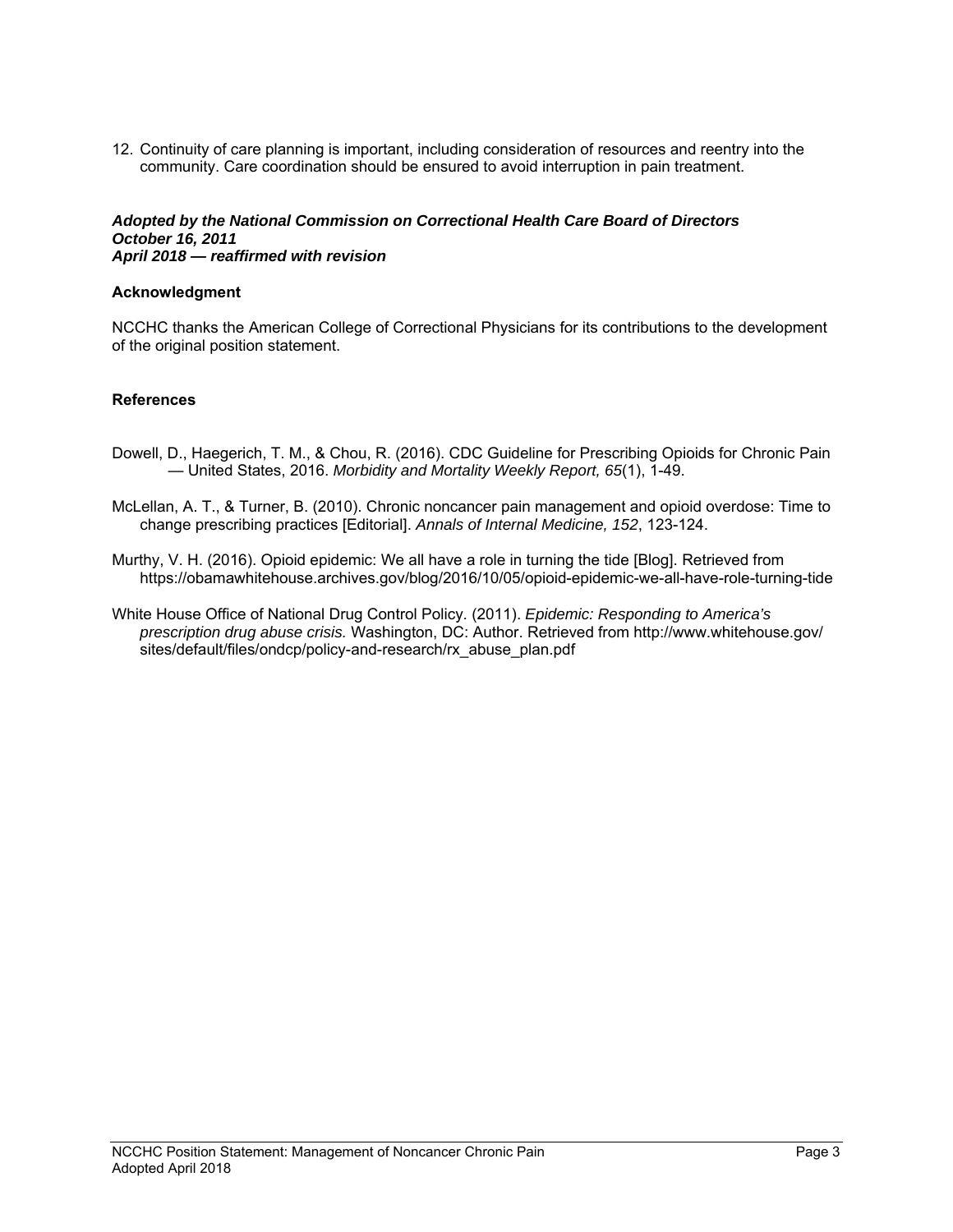12. Continuity of care planning is important, including consideration of resources and reentry into the community. Care coordination should be ensured to avoid interruption in pain treatment.

***Adopted by the National Commission on Correctional Health Care Board of Directors***
***October 16, 2011***
***April 2018 — reaffirmed with revision***

**Acknowledgment**

NCCHC thanks the American College of Correctional Physicians for its contributions to the development of the original position statement.

**References**

Dowell, D., Haegerich, T. M., & Chou, R. (2016). CDC Guideline for Prescribing Opioids for Chronic Pain — United States, 2016. *Morbidity and Mortality Weekly Report, 65*(1), 1-49.

McLellan, A. T., & Turner, B. (2010). Chronic noncancer pain management and opioid overdose: Time to change prescribing practices [Editorial]. *Annals of Internal Medicine, 152*, 123-124.

Murthy, V. H. (2016). Opioid epidemic: We all have a role in turning the tide [Blog]. Retrieved from https://obamawhitehouse.archives.gov/blog/2016/10/05/opioid-epidemic-we-all-have-role-turning-tide

White House Office of National Drug Control Policy. (2011). *Epidemic: Responding to America's prescription drug abuse crisis.* Washington, DC: Author. Retrieved from http://www.whitehouse.gov/sites/default/files/ondcp/policy-and-research/rx_abuse_plan.pdf